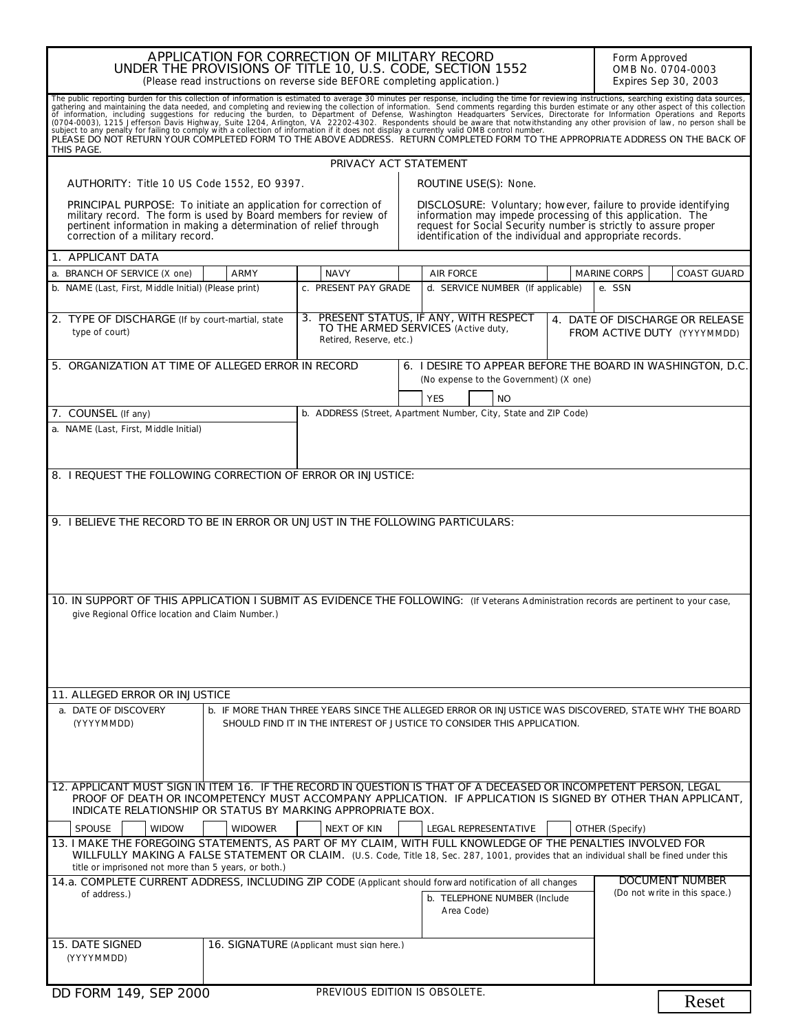# APPLICATION FOR CORRECTION OF MILITARY RECORD UNDER THE PROVISIONS OF TITLE 10, U.S. CODE, SECTION 1552

(Please read instructions on reverse side BEFORE completing application.)

Form Approved
OMB No. 0704-0003
Expires Sep 30, 2003

The public reporting burden for this collection of information is estimated to average 30 minutes per response, including the time for reviewing instructions, searching existing data sources, gathering and maintaining the data needed, and completing and reviewing the collection of information. Send comments regarding this burden estimate or any other aspect of this collection of information, including suggestions for reducing the burden, to Department of Defense, Washington Headquarters Services, Directorate for Information Operations and Reports (0704-0003), 1215 Jefferson Davis Highway, Suite 1204, Arlington, VA 22202-4302. Respondents should be aware that notwithstanding any other provision of law, no person shall be subject to any penalty for failing to comply with a collection of information if it does not display a currently valid OMB control number.

PLEASE DO NOT RETURN YOUR COMPLETED FORM TO THE ABOVE ADDRESS. RETURN COMPLETED FORM TO THE APPROPRIATE ADDRESS ON THE BACK OF THIS PAGE.

## PRIVACY ACT STATEMENT

AUTHORITY: Title 10 US Code 1552, EO 9397.

PRINCIPAL PURPOSE: To initiate an application for correction of military record. The form is used by Board members for review of pertinent information in making a determination of relief through correction of a military record.

ROUTINE USE(S): None.

DISCLOSURE: Voluntary; however, failure to provide identifying information may impede processing of this application. The request for Social Security number is strictly to assure proper identification of the individual and appropriate records.

## 1. APPLICANT DATA

a. BRANCH OF SERVICE (X one) ☐ ARMY ☐ NAVY ☐ AIR FORCE ☐ MARINE CORPS ☐ COAST GUARD

| b. NAME (Last, First, Middle Initial) (Please print) | c. PRESENT PAY GRADE | d. SERVICE NUMBER (If applicable) | e. SSN |
|---|---|---|---|
| | | | |

| 2. TYPE OF DISCHARGE (If by court-martial, state type of court) | 3. PRESENT STATUS, IF ANY, WITH RESPECT TO THE ARMED SERVICES (Active duty, Retired, Reserve, etc.) | 4. DATE OF DISCHARGE OR RELEASE FROM ACTIVE DUTY (YYYYMMDD) |
|---|---|---|
| | | |

| 5. ORGANIZATION AT TIME OF ALLEGED ERROR IN RECORD | 6. I DESIRE TO APPEAR BEFORE THE BOARD IN WASHINGTON, D.C. (No expense to the Government) (X one) ☐ YES ☐ NO |
|---|---|
| | |

| 7. COUNSEL (If any) a. NAME (Last, First, Middle Initial) | b. ADDRESS (Street, Apartment Number, City, State and ZIP Code) |
|---|---|
| | |

## 8. I REQUEST THE FOLLOWING CORRECTION OF ERROR OR INJUSTICE:

## 9. I BELIEVE THE RECORD TO BE IN ERROR OR UNJUST IN THE FOLLOWING PARTICULARS:

## 10. IN SUPPORT OF THIS APPLICATION I SUBMIT AS EVIDENCE THE FOLLOWING: (If Veterans Administration records are pertinent to your case, give Regional Office location and Claim Number.)

## 11. ALLEGED ERROR OR INJUSTICE

| a. DATE OF DISCOVERY (YYYYMMDD) | b. IF MORE THAN THREE YEARS SINCE THE ALLEGED ERROR OR INJUSTICE WAS DISCOVERED, STATE WHY THE BOARD SHOULD FIND IT IN THE INTEREST OF JUSTICE TO CONSIDER THIS APPLICATION. |
|---|---|
| | |

## 12. APPLICANT MUST SIGN IN ITEM 16. IF THE RECORD IN QUESTION IS THAT OF A DECEASED OR INCOMPETENT PERSON, LEGAL PROOF OF DEATH OR INCOMPETENCY MUST ACCOMPANY APPLICATION. IF APPLICATION IS SIGNED BY OTHER THAN APPLICANT, INDICATE RELATIONSHIP OR STATUS BY MARKING APPROPRIATE BOX.

☐ SPOUSE ☐ WIDOW ☐ WIDOWER ☐ NEXT OF KIN ☐ LEGAL REPRESENTATIVE ☐ OTHER (Specify)

## 13. I MAKE THE FOREGOING STATEMENTS, AS PART OF MY CLAIM, WITH FULL KNOWLEDGE OF THE PENALTIES INVOLVED FOR WILLFULLY MAKING A FALSE STATEMENT OR CLAIM.

(U.S. Code, Title 18, Sec. 287, 1001, provides that an individual shall be fined under this title or imprisoned not more than 5 years, or both.)

| 14.a. COMPLETE CURRENT ADDRESS, INCLUDING ZIP CODE (Applicant should forward notification of all changes of address.) | b. TELEPHONE NUMBER (Include Area Code) | DOCUMENT NUMBER (Do not write in this space.) |
|---|---|---|
| | | |

| 15. DATE SIGNED (YYYYMMDD) | 16. SIGNATURE (Applicant must sign here.) |
|---|---|
| | |

DD FORM 149, SEP 2000 PREVIOUS EDITION IS OBSOLETE.

Reset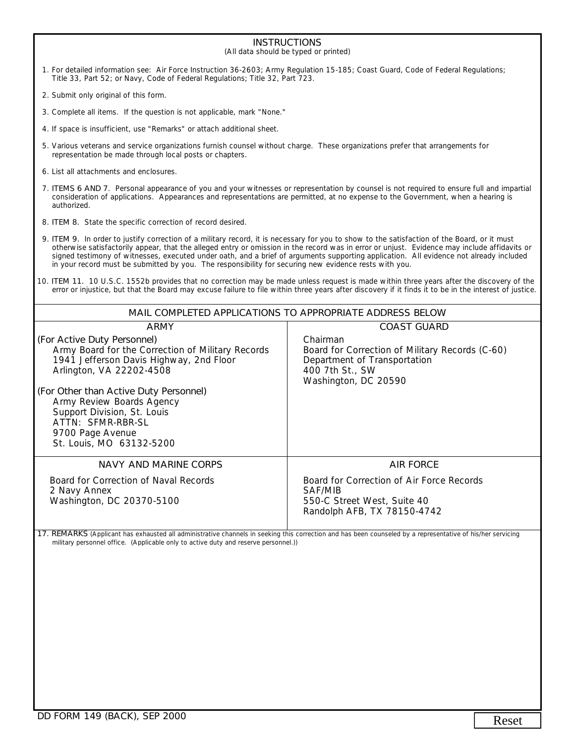## INSTRUCTIONS

(All data should be typed or printed)

1. For detailed information see: Air Force Instruction 36-2603; Army Regulation 15-185; Coast Guard, Code of Federal Regulations; Title 33, Part 52; or Navy, Code of Federal Regulations; Title 32, Part 723.
2. Submit only original of this form.
3. Complete all items. If the question is not applicable, mark "None."
4. If space is insufficient, use "Remarks" or attach additional sheet.
5. Various veterans and service organizations furnish counsel without charge. These organizations prefer that arrangements for representation be made through local posts or chapters.
6. List all attachments and enclosures.
7. ITEMS 6 AND 7. Personal appearance of you and your witnesses or representation by counsel is not required to ensure full and impartial consideration of applications. Appearances and representations are permitted, at no expense to the Government, when a hearing is authorized.
8. ITEM 8. State the specific correction of record desired.
9. ITEM 9. In order to justify correction of a military record, it is necessary for you to show to the satisfaction of the Board, or it must otherwise satisfactorily appear, that the alleged entry or omission in the record was in error or unjust. Evidence may include affidavits or signed testimony of witnesses, executed under oath, and a brief of arguments supporting application. All evidence not already included in your record must be submitted by you. The responsibility for securing new evidence rests with you.
10. ITEM 11. 10 U.S.C. 1552b provides that no correction may be made unless request is made within three years after the discovery of the error or injustice, but that the Board may excuse failure to file within three years after discovery if it finds it to be in the interest of justice.

## MAIL COMPLETED APPLICATIONS TO APPROPRIATE ADDRESS BELOW

| ARMY | COAST GUARD |
|---|---|
| (For Active Duty Personnel)<br>Army Board for the Correction of Military Records<br>1941 Jefferson Davis Highway, 2nd Floor<br>Arlington, VA 22202-4508<br><br>(For Other than Active Duty Personnel)<br>Army Review Boards Agency<br>Support Division, St. Louis<br>ATTN: SFMR-RBR-SL<br>9700 Page Avenue<br>St. Louis, MO 63132-5200 | Chairman<br>Board for Correction of Military Records (C-60)<br>Department of Transportation<br>400 7th St., SW<br>Washington, DC 20590 |
| **NAVY AND MARINE CORPS** | **AIR FORCE** |
| Board for Correction of Naval Records<br>2 Navy Annex<br>Washington, DC 20370-5100 | Board for Correction of Air Force Records<br>SAF/MIB<br>550-C Street West, Suite 40<br>Randolph AFB, TX 78150-4742 |

17. REMARKS (Applicant has exhausted all administrative channels in seeking this correction and has been counseled by a representative of his/her servicing military personnel office. (Applicable only to active duty and reserve personnel.))

DD FORM 149 (BACK), SEP 2000

Reset